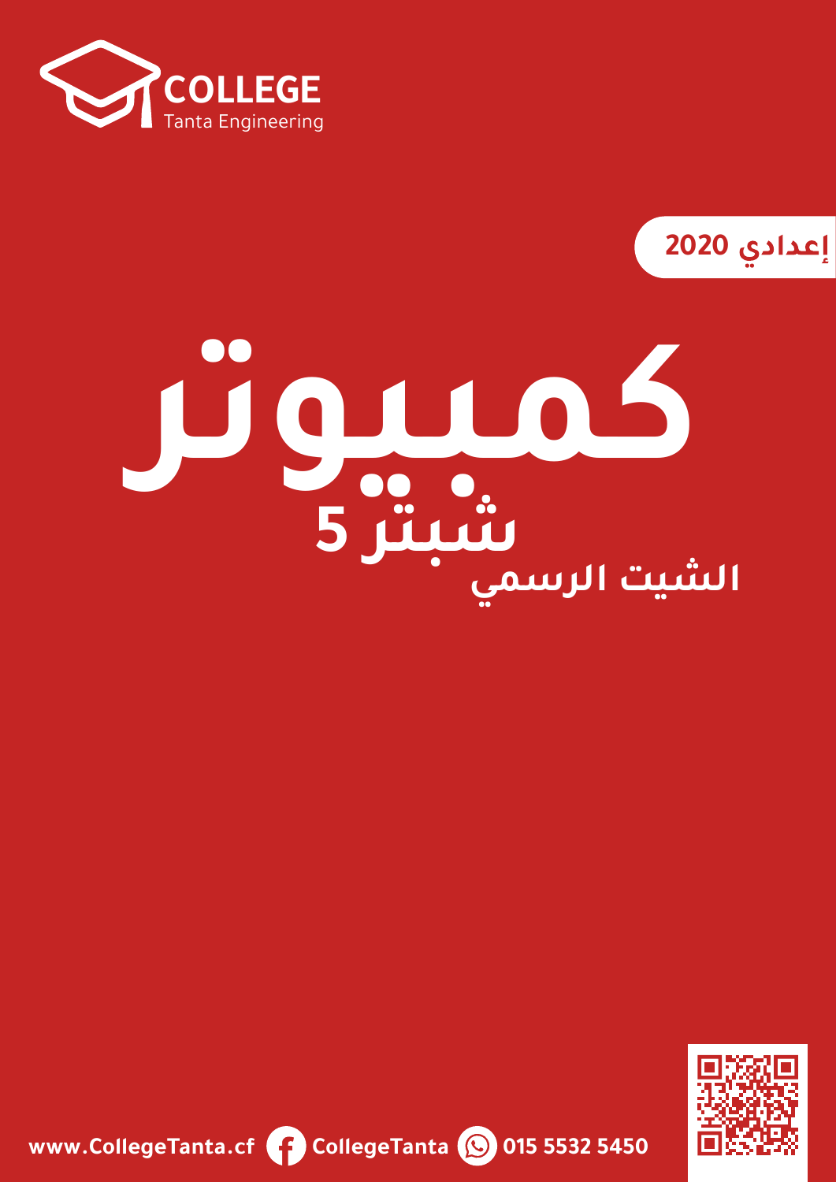**COLLEGE**
Tanta Engineering

إعدادي 2020

# كمبيوتر

## شبتر 5

### الشيت الرسمي

www.CollegeTanta.cf CollegeTanta 015 5532 5450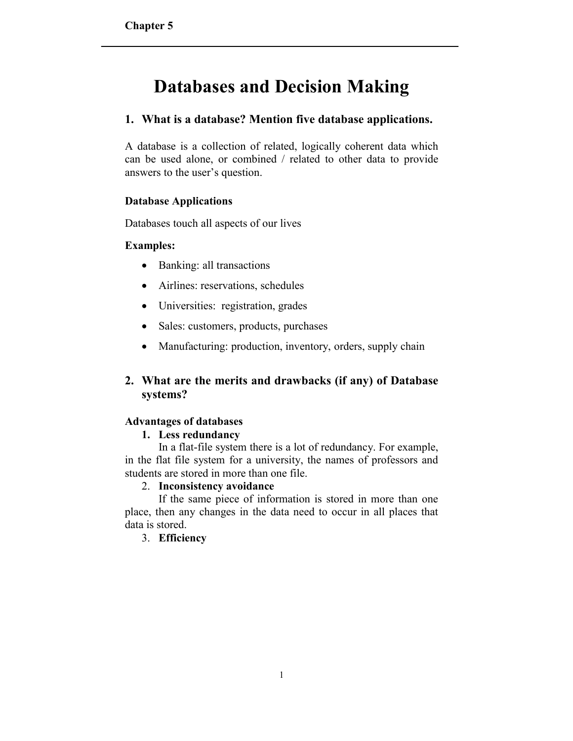# Databases and Decision Making

## 1. What is a database? Mention five database applications.

A database is a collection of related, logically coherent data which can be used alone, or combined / related to other data to provide answers to the user's question.

**Database Applications**

Databases touch all aspects of our lives

**Examples:**

- Banking: all transactions
- Airlines: reservations, schedules
- Universities: registration, grades
- Sales: customers, products, purchases
- Manufacturing: production, inventory, orders, supply chain

## 2. What are the merits and drawbacks (if any) of Database systems?

**Advantages of databases**

1. **Less redundancy**

   In a flat-file system there is a lot of redundancy. For example, in the flat file system for a university, the names of professors and students are stored in more than one file.

2. **Inconsistency avoidance**

   If the same piece of information is stored in more than one place, then any changes in the data need to occur in all places that data is stored.

3. **Efficiency**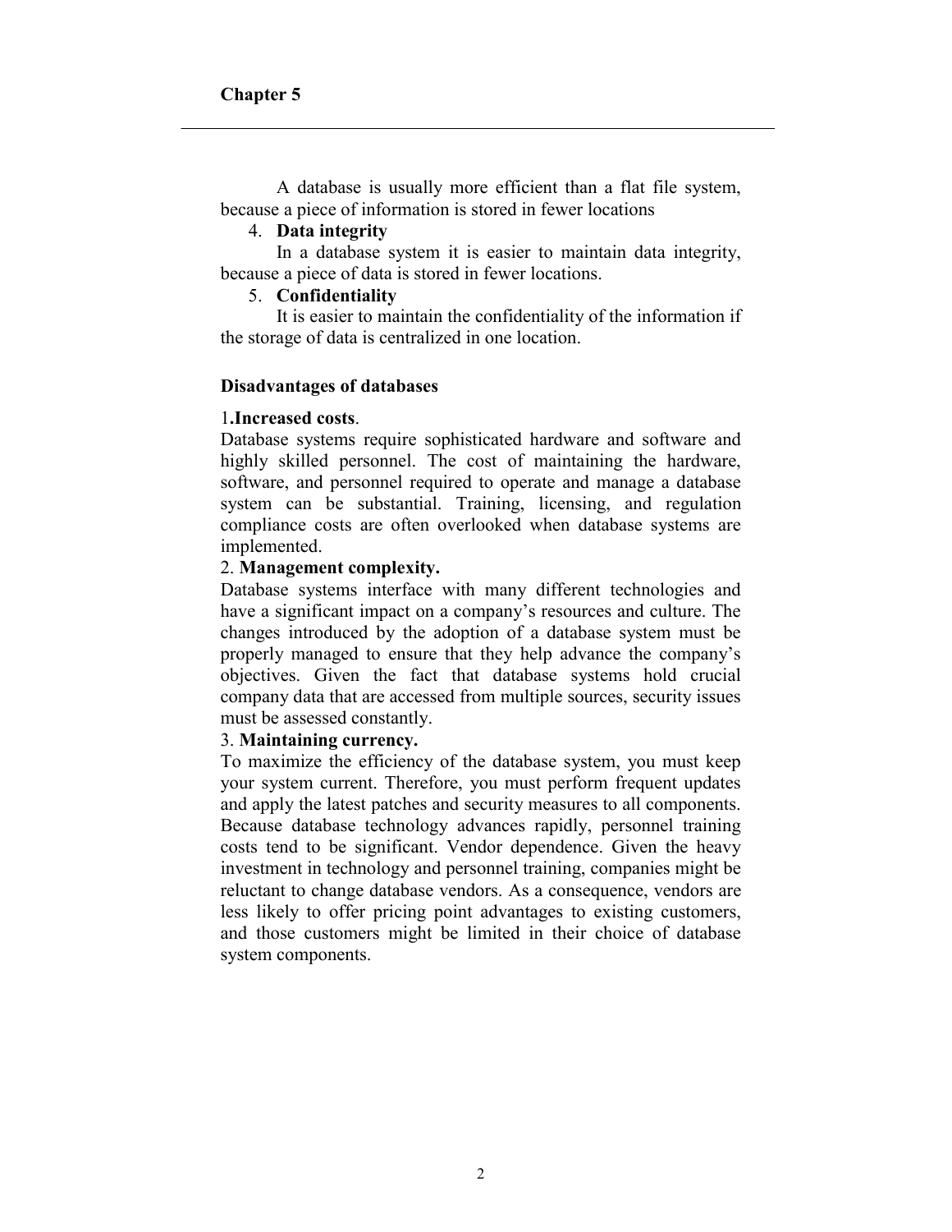A database is usually more efficient than a flat file system, because a piece of information is stored in fewer locations

4. **Data integrity**

In a database system it is easier to maintain data integrity, because a piece of data is stored in fewer locations.

5. **Confidentiality**

It is easier to maintain the confidentiality of the information if the storage of data is centralized in one location.

**Disadvantages of databases**

1**.Increased costs**.

Database systems require sophisticated hardware and software and highly skilled personnel. The cost of maintaining the hardware, software, and personnel required to operate and manage a database system can be substantial. Training, licensing, and regulation compliance costs are often overlooked when database systems are implemented.

2. **Management complexity.**

Database systems interface with many different technologies and have a significant impact on a company's resources and culture. The changes introduced by the adoption of a database system must be properly managed to ensure that they help advance the company's objectives. Given the fact that database systems hold crucial company data that are accessed from multiple sources, security issues must be assessed constantly.

3. **Maintaining currency.**

To maximize the efficiency of the database system, you must keep your system current. Therefore, you must perform frequent updates and apply the latest patches and security measures to all components. Because database technology advances rapidly, personnel training costs tend to be significant. Vendor dependence. Given the heavy investment in technology and personnel training, companies might be reluctant to change database vendors. As a consequence, vendors are less likely to offer pricing point advantages to existing customers, and those customers might be limited in their choice of database system components.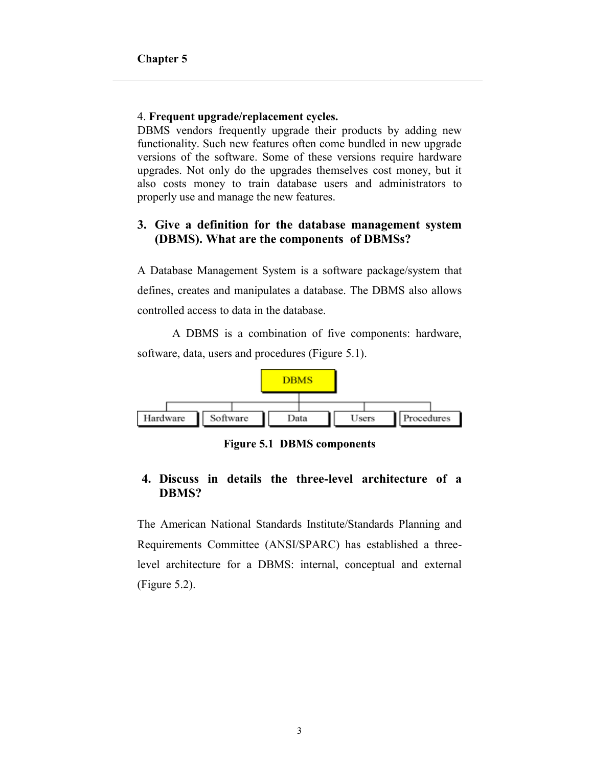**Chapter 5**

4. **Frequent upgrade/replacement cycles.**
DBMS vendors frequently upgrade their products by adding new functionality. Such new features often come bundled in new upgrade versions of the software. Some of these versions require hardware upgrades. Not only do the upgrades themselves cost money, but it also costs money to train database users and administrators to properly use and manage the new features.

### 3. Give a definition for the database management system (DBMS). What are the components of DBMSs?

A Database Management System is a software package/system that defines, creates and manipulates a database. The DBMS also allows controlled access to data in the database.

A DBMS is a combination of five components: hardware, software, data, users and procedures (Figure 5.1).

DBMS

Hardware | Software | Data | Users | Procedures

**Figure 5.1 DBMS components**

### 4. Discuss in details the three-level architecture of a DBMS?

The American National Standards Institute/Standards Planning and Requirements Committee (ANSI/SPARC) has established a three-level architecture for a DBMS: internal, conceptual and external (Figure 5.2).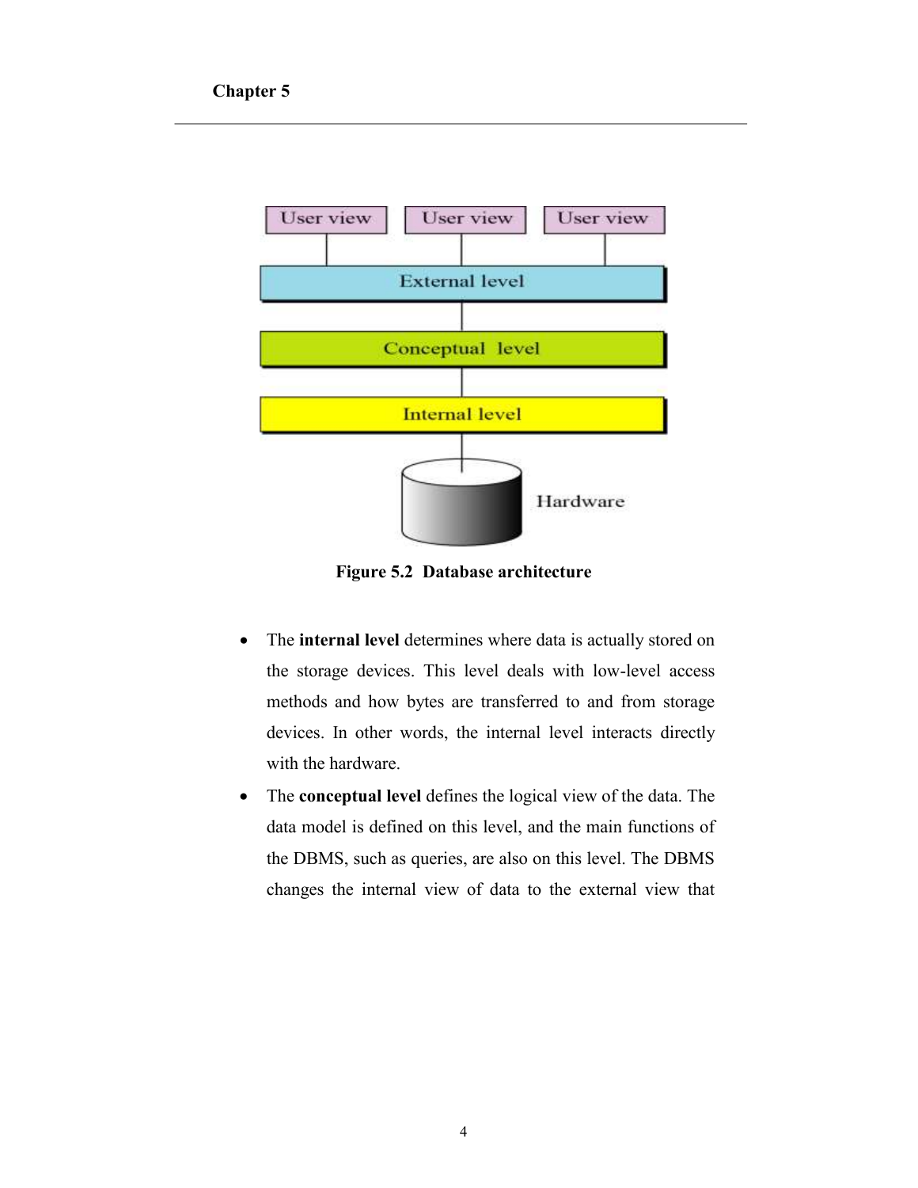Figure 5.2 Database architecture

- The **internal level** determines where data is actually stored on the storage devices. This level deals with low-level access methods and how bytes are transferred to and from storage devices. In other words, the internal level interacts directly with the hardware.
- The **conceptual level** defines the logical view of the data. The data model is defined on this level, and the main functions of the DBMS, such as queries, are also on this level. The DBMS changes the internal view of data to the external view that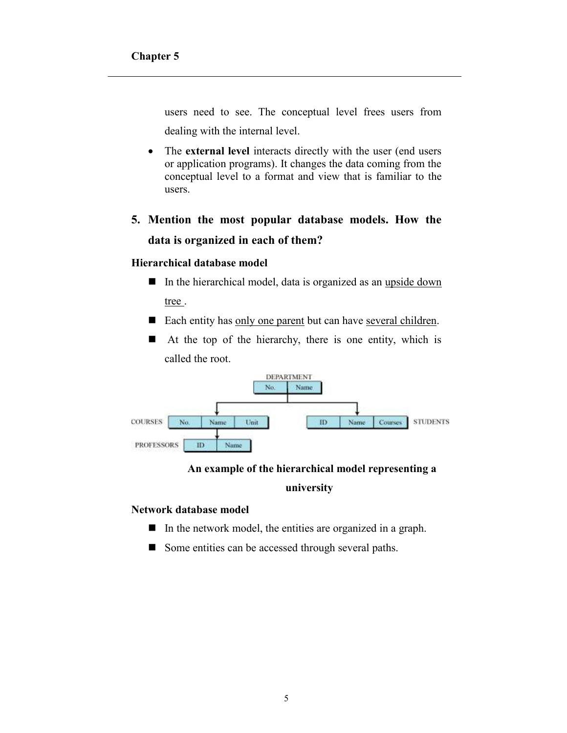users need to see. The conceptual level frees users from dealing with the internal level.

- The **external level** interacts directly with the user (end users or application programs). It changes the data coming from the conceptual level to a format and view that is familiar to the users.

## 5. Mention the most popular database models. How the data is organized in each of them?

**Hierarchical database model**

- In the hierarchical model, data is organized as an upside down tree .
- Each entity has only one parent but can have several children.
- At the top of the hierarchy, there is one entity, which is called the root.

**An example of the hierarchical model representing a university**

**Network database model**

- In the network model, the entities are organized in a graph.
- Some entities can be accessed through several paths.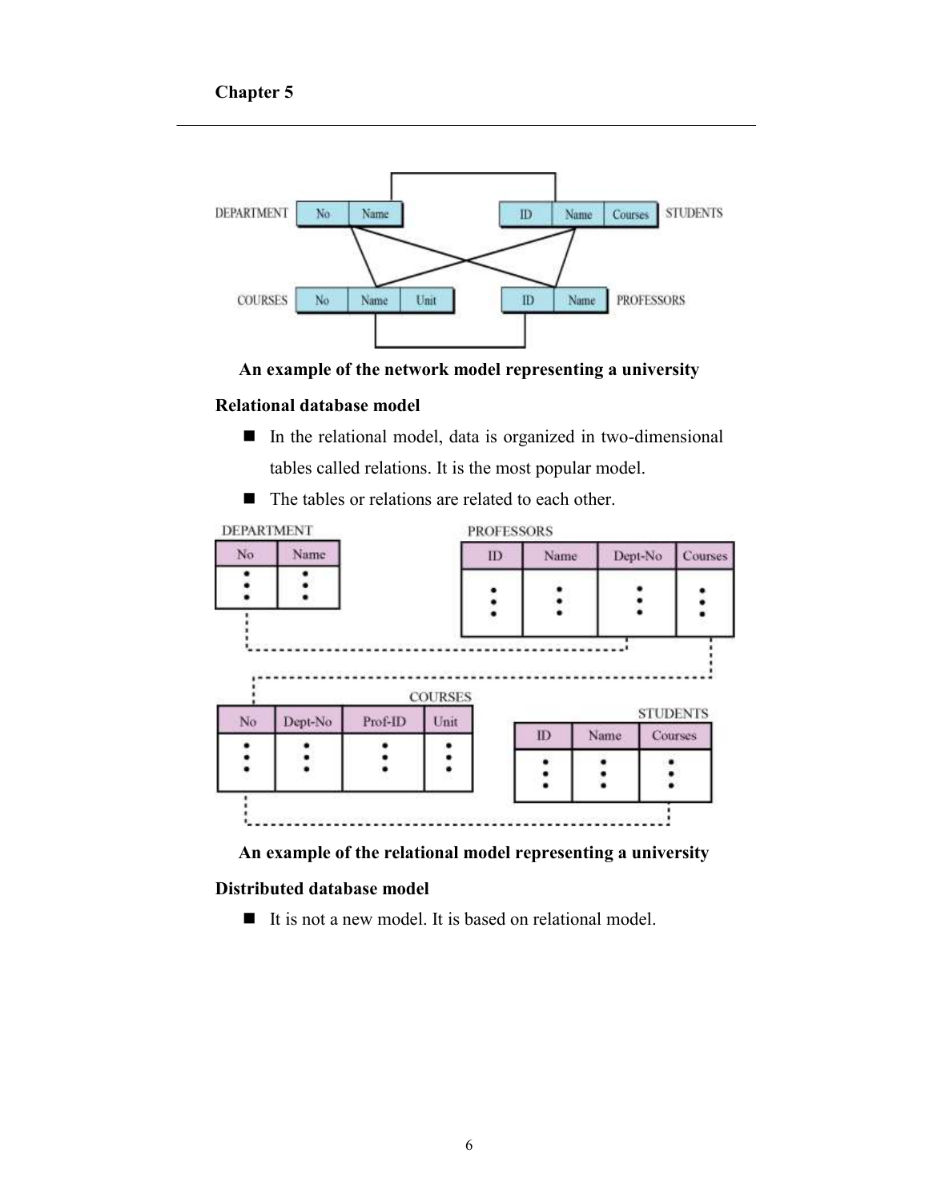**An example of the network model representing a university**

**Relational database model**

- In the relational model, data is organized in two-dimensional tables called relations. It is the most popular model.
- The tables or relations are related to each other.

**An example of the relational model representing a university**

**Distributed database model**

- It is not a new model. It is based on relational model.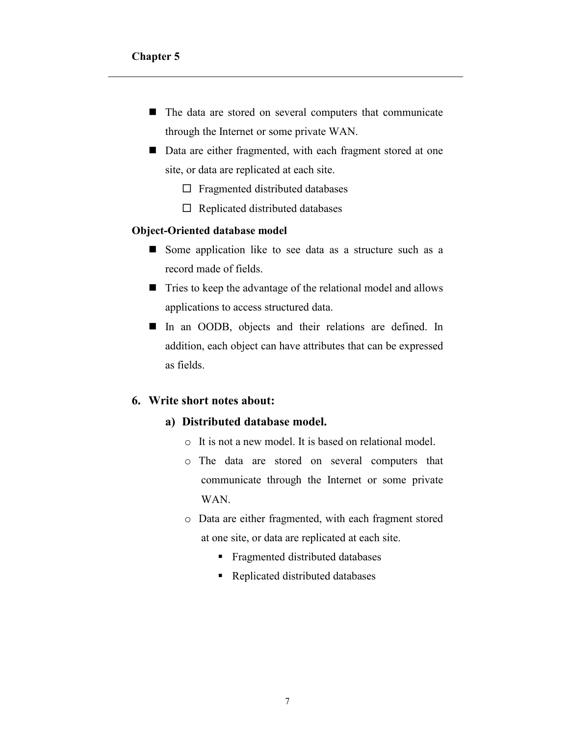- The data are stored on several computers that communicate through the Internet or some private WAN.
- Data are either fragmented, with each fragment stored at one site, or data are replicated at each site.
  - Fragmented distributed databases
  - Replicated distributed databases

**Object-Oriented database model**

- Some application like to see data as a structure such as a record made of fields.
- Tries to keep the advantage of the relational model and allows applications to access structured data.
- In an OODB, objects and their relations are defined. In addition, each object can have attributes that can be expressed as fields.

## 6. Write short notes about:

### a) Distributed database model.

- It is not a new model. It is based on relational model.
- The data are stored on several computers that communicate through the Internet or some private WAN.
- Data are either fragmented, with each fragment stored at one site, or data are replicated at each site.
  - Fragmented distributed databases
  - Replicated distributed databases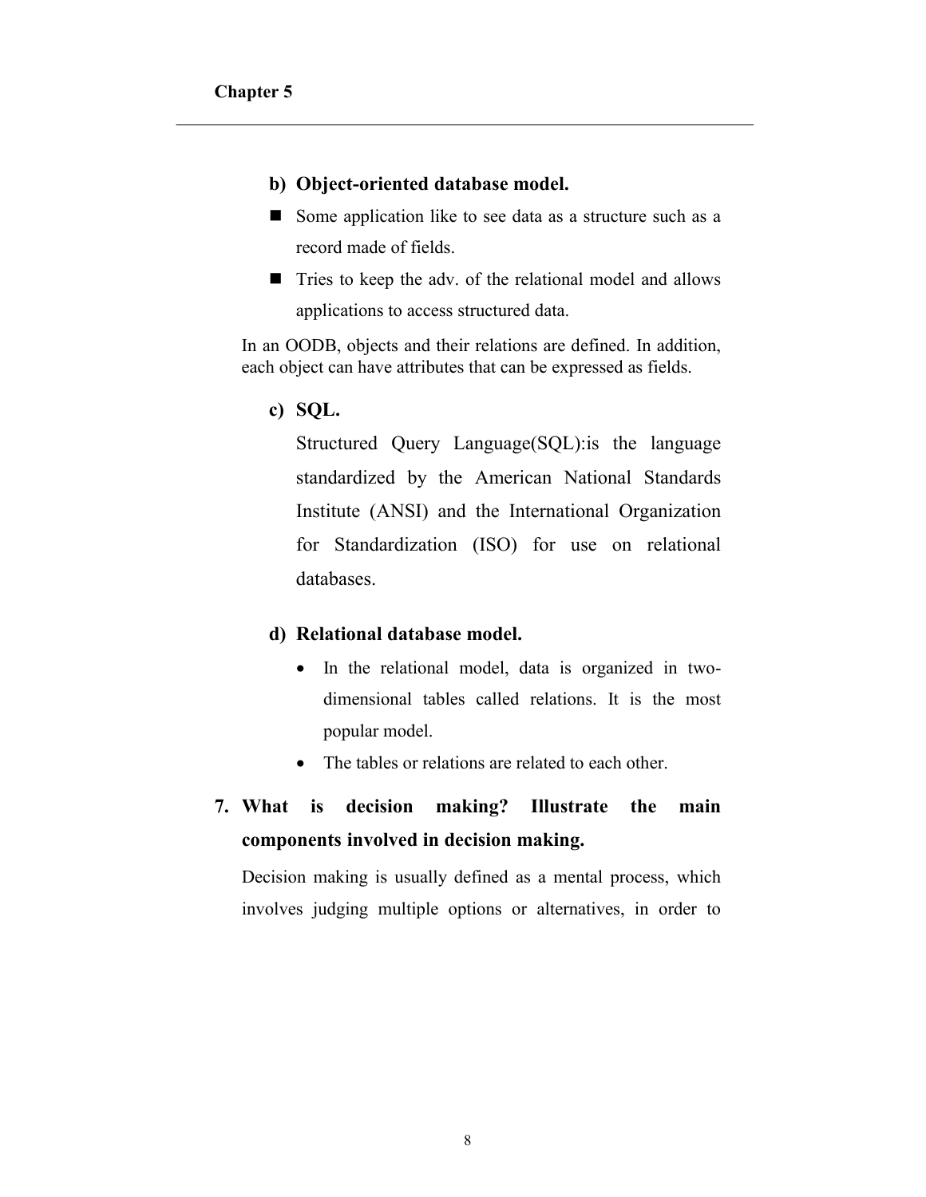**b) Object-oriented database model.**

- Some application like to see data as a structure such as a record made of fields.
- Tries to keep the adv. of the relational model and allows applications to access structured data.

In an OODB, objects and their relations are defined. In addition, each object can have attributes that can be expressed as fields.

**c) SQL.**

Structured Query Language(SQL):is the language standardized by the American National Standards Institute (ANSI) and the International Organization for Standardization (ISO) for use on relational databases.

**d) Relational database model.**

- In the relational model, data is organized in two-dimensional tables called relations. It is the most popular model.
- The tables or relations are related to each other.

**7. What is decision making? Illustrate the main components involved in decision making.**

Decision making is usually defined as a mental process, which involves judging multiple options or alternatives, in order to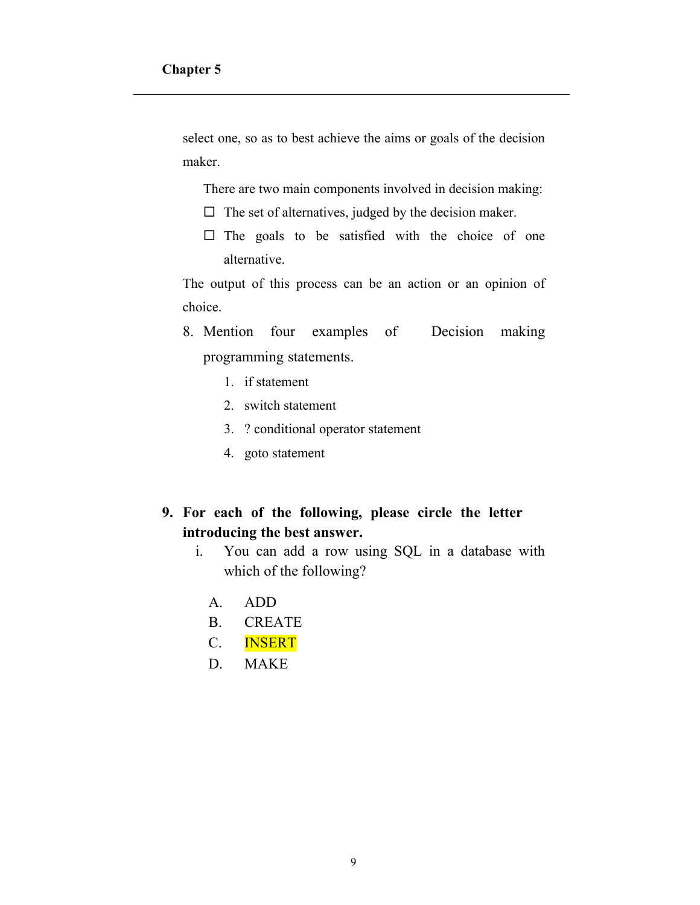select one, so as to best achieve the aims or goals of the decision maker.

There are two main components involved in decision making:

- ☐ The set of alternatives, judged by the decision maker.
- ☐ The goals to be satisfied with the choice of one alternative.

The output of this process can be an action or an opinion of choice.

8. Mention four examples of Decision making programming statements.
   1. if statement
   2. switch statement
   3. ? conditional operator statement
   4. goto statement

**9. For each of the following, please circle the letter introducing the best answer.**

i. You can add a row using SQL in a database with which of the following?

   A. ADD
   B. CREATE
   C. INSERT
   D. MAKE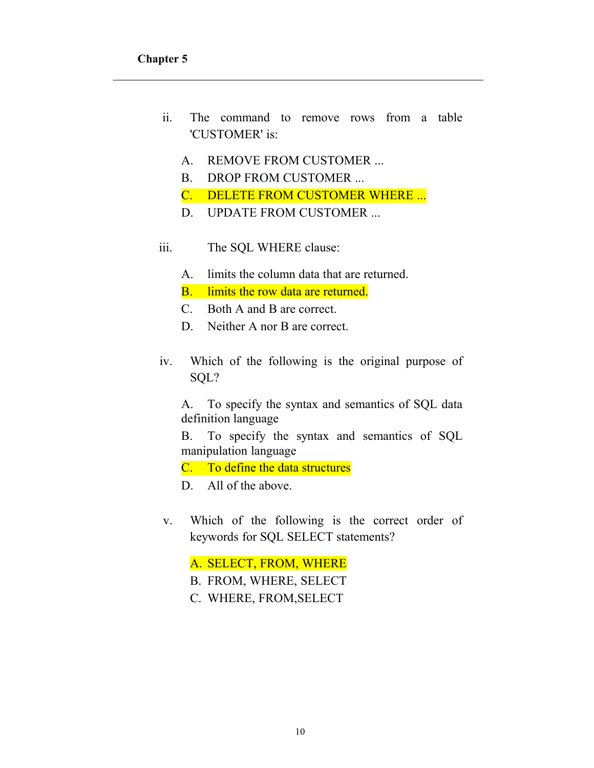**Chapter 5**

---

ii. The command to remove rows from a table 'CUSTOMER' is:

A. REMOVE FROM CUSTOMER ...

B. DROP FROM CUSTOMER ...

C. DELETE FROM CUSTOMER WHERE ...

D. UPDATE FROM CUSTOMER ...

iii. The SQL WHERE clause:

A. limits the column data that are returned.

B. limits the row data are returned.

C. Both A and B are correct.

D. Neither A nor B are correct.

iv. Which of the following is the original purpose of SQL?

A. To specify the syntax and semantics of SQL data definition language

B. To specify the syntax and semantics of SQL manipulation language

C. To define the data structures

D. All of the above.

v. Which of the following is the correct order of keywords for SQL SELECT statements?

A. SELECT, FROM, WHERE

B. FROM, WHERE, SELECT

C. WHERE, FROM,SELECT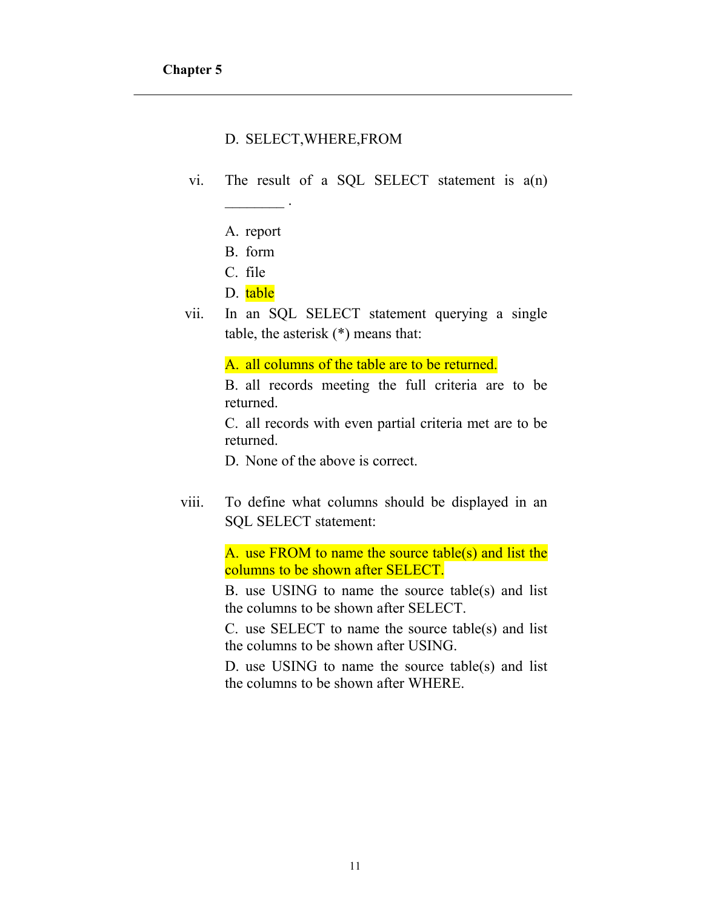D. SELECT,WHERE,FROM

vi. The result of a SQL SELECT statement is a(n) ________ .

A. report
B. form
C. file
D. table

vii. In an SQL SELECT statement querying a single table, the asterisk (*) means that:

A. all columns of the table are to be returned.
B. all records meeting the full criteria are to be returned.
C. all records with even partial criteria met are to be returned.
D. None of the above is correct.

viii. To define what columns should be displayed in an SQL SELECT statement:

A. use FROM to name the source table(s) and list the columns to be shown after SELECT.
B. use USING to name the source table(s) and list the columns to be shown after SELECT.
C. use SELECT to name the source table(s) and list the columns to be shown after USING.
D. use USING to name the source table(s) and list the columns to be shown after WHERE.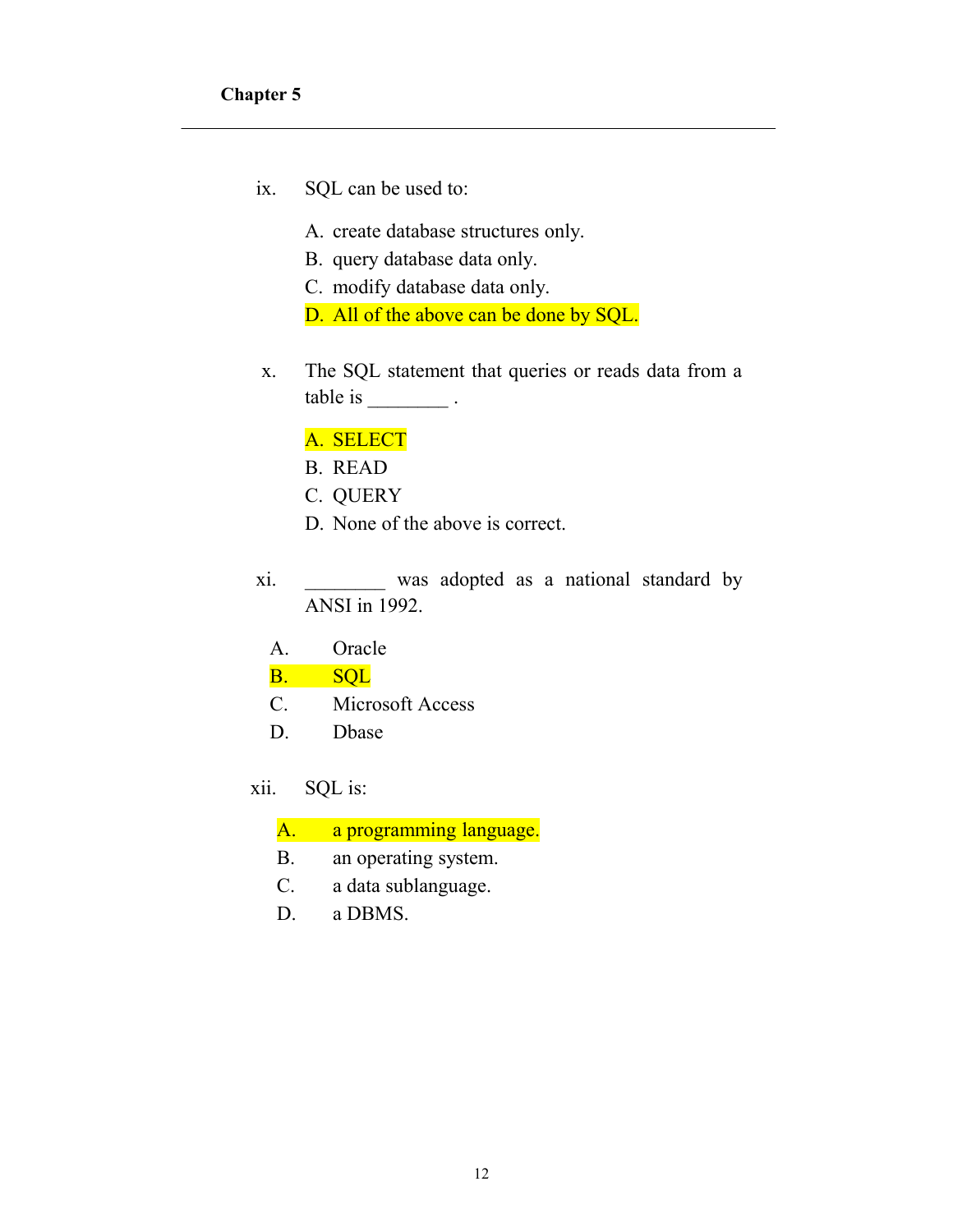**Chapter 5**

---

ix. SQL can be used to:

   A. create database structures only.
   B. query database data only.
   C. modify database data only.
   D. All of the above can be done by SQL.

x. The SQL statement that queries or reads data from a table is ________ .

   A. SELECT
   B. READ
   C. QUERY
   D. None of the above is correct.

xi. ________ was adopted as a national standard by ANSI in 1992.

   A. Oracle
   B. SQL
   C. Microsoft Access
   D. Dbase

xii. SQL is:

   A. a programming language.
   B. an operating system.
   C. a data sublanguage.
   D. a DBMS.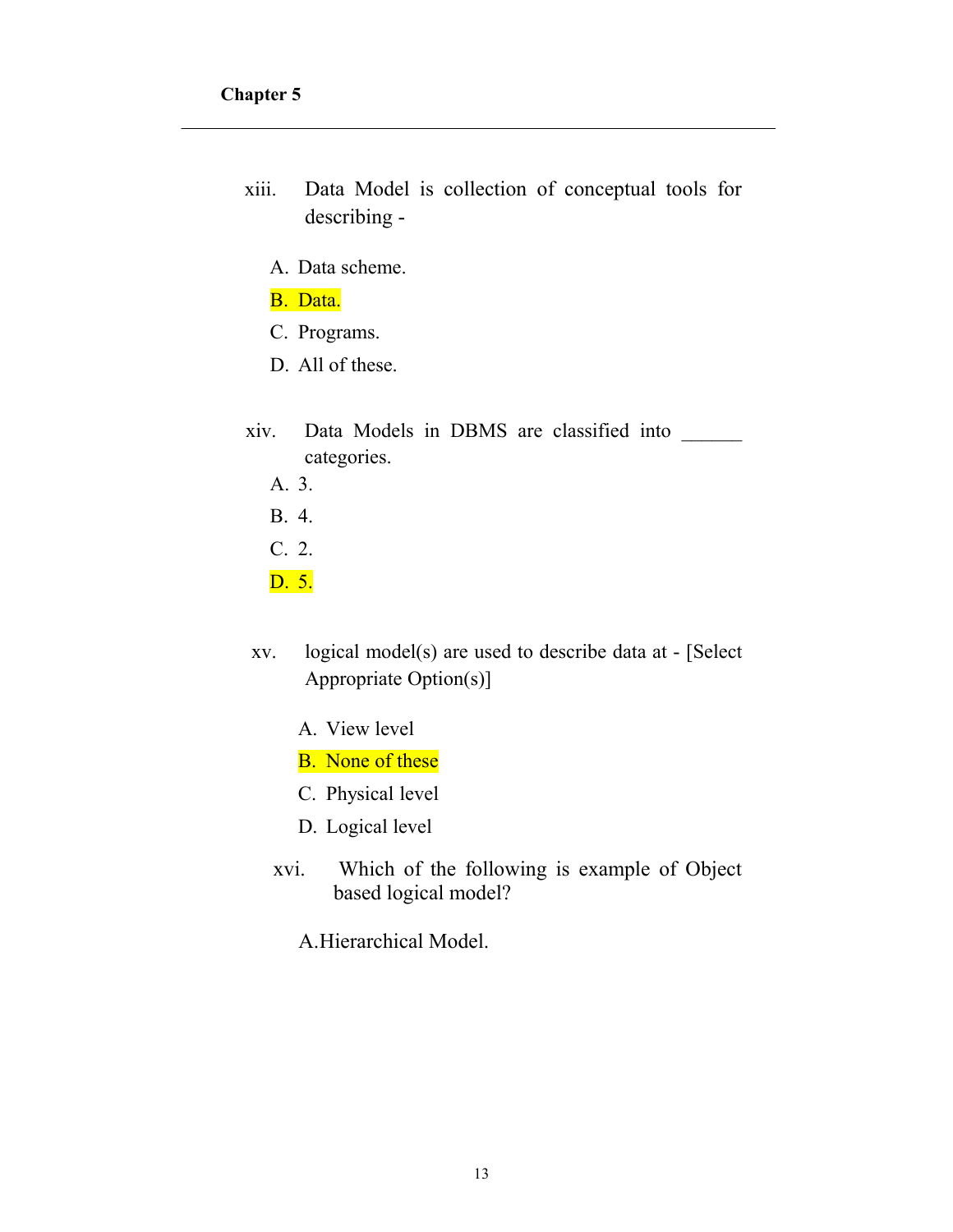**Chapter 5**

---

xiii. Data Model is collection of conceptual tools for describing -

A. Data scheme.

B. Data.

C. Programs.

D. All of these.

xiv. Data Models in DBMS are classified into ______ categories.

A. 3.

B. 4.

C. 2.

D. 5.

xv. logical model(s) are used to describe data at - [Select Appropriate Option(s)]

A. View level

B. None of these

C. Physical level

D. Logical level

xvi. Which of the following is example of Object based logical model?

A.Hierarchical Model.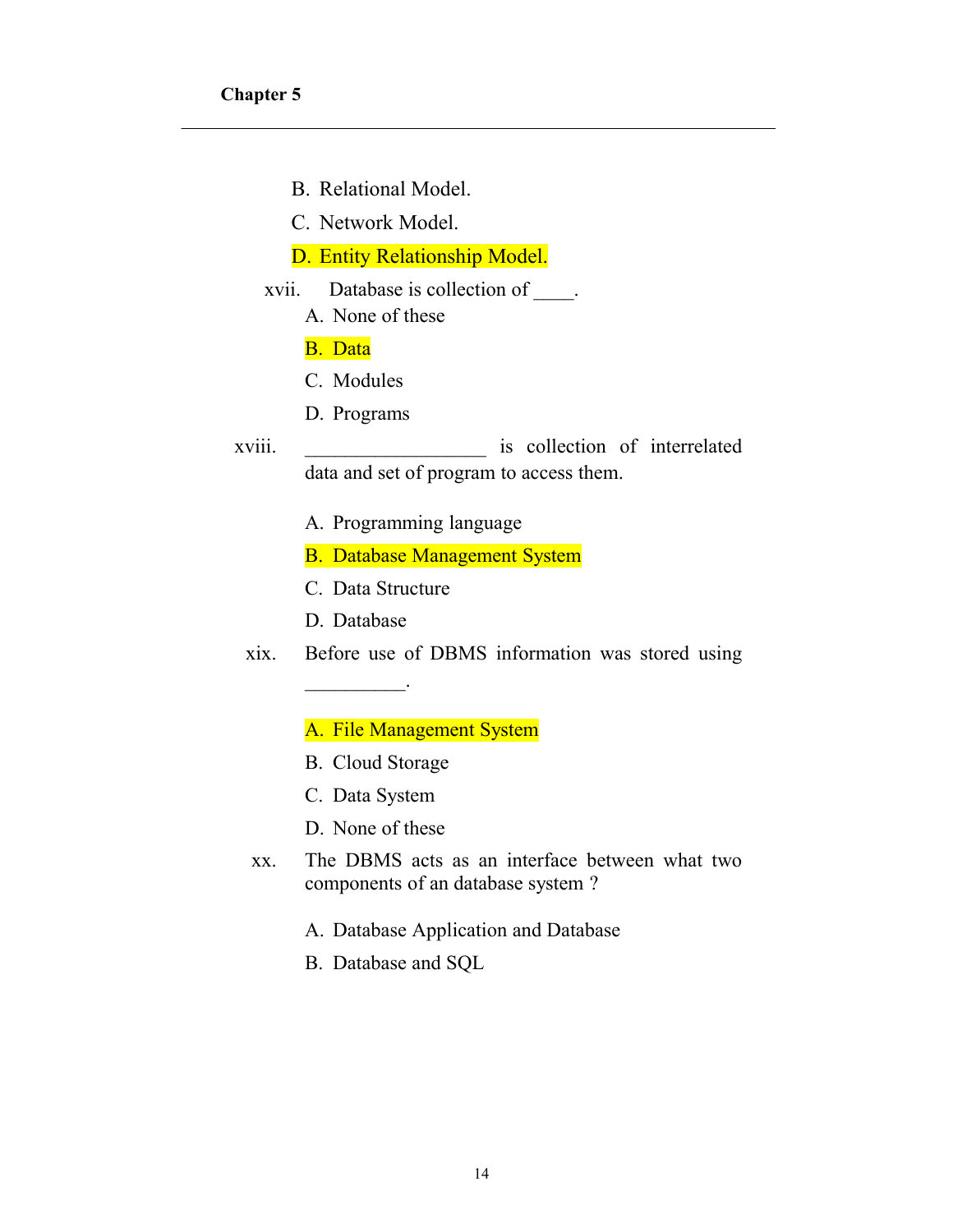B. Relational Model.

C. Network Model.

D. Entity Relationship Model.

xvii. Database is collection of ____.

A. None of these

B. Data

C. Modules

D. Programs

xviii. __________________ is collection of interrelated data and set of program to access them.

A. Programming language

B. Database Management System

C. Data Structure

D. Database

xix. Before use of DBMS information was stored using __________.

A. File Management System

B. Cloud Storage

C. Data System

D. None of these

xx. The DBMS acts as an interface between what two components of an database system ?

A. Database Application and Database

B. Database and SQL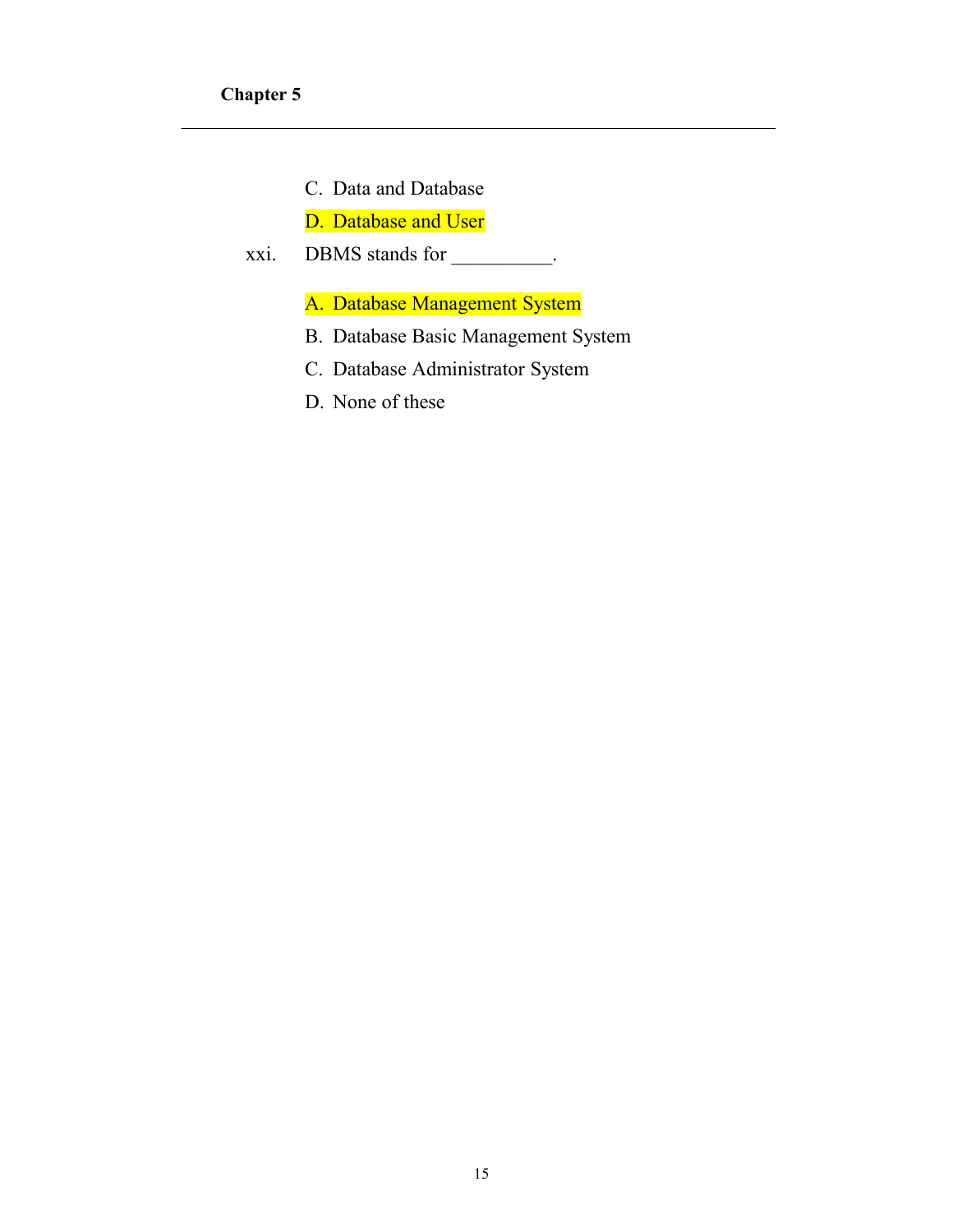C. Data and Database

D. Database and User

xxi. DBMS stands for __________.

A. Database Management System

B. Database Basic Management System

C. Database Administrator System

D. None of these